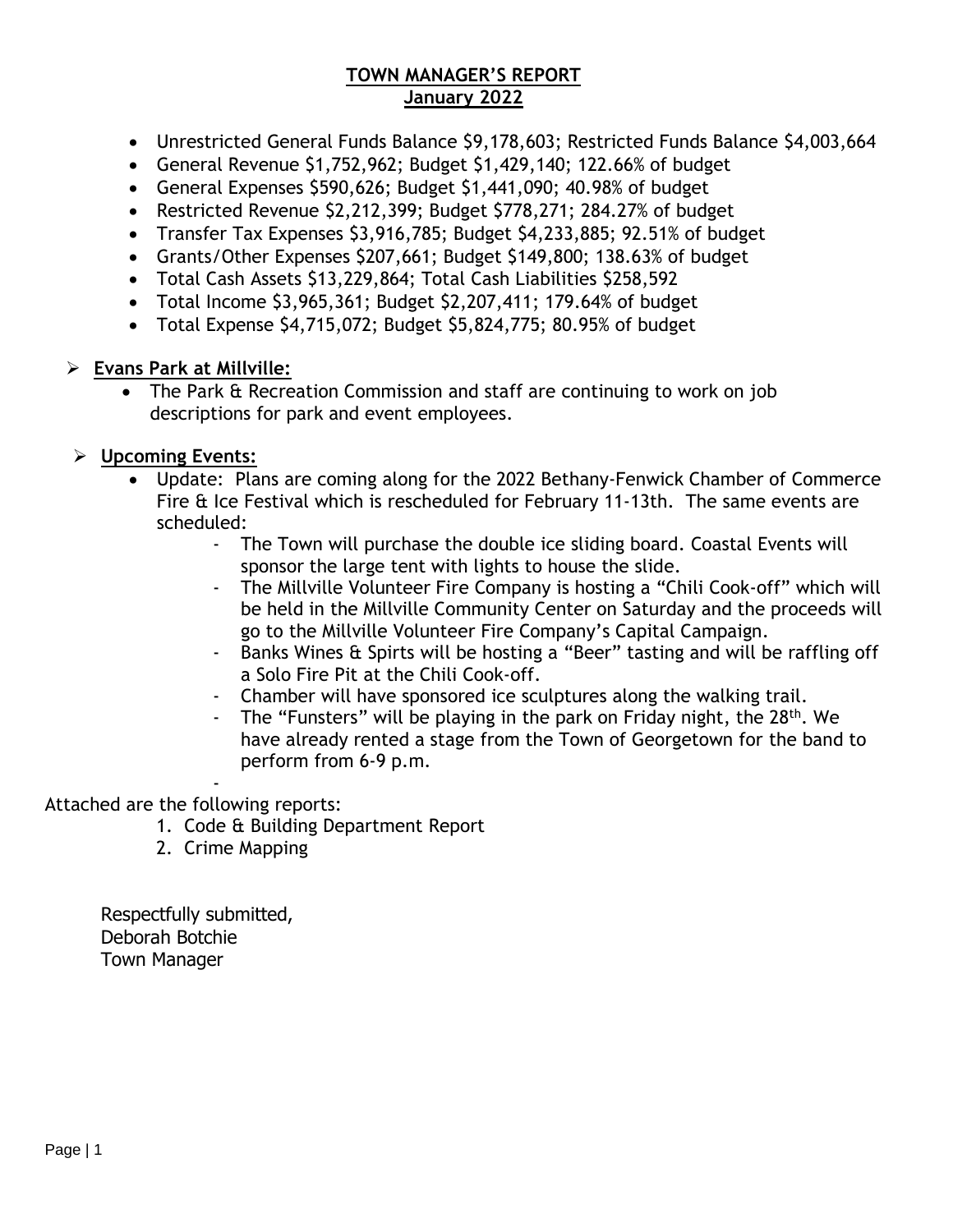# TOWN MANAGER'S REPORT
## January 2022

- Unrestricted General Funds Balance $9,178,603; Restricted Funds Balance $4,003,664
- General Revenue $1,752,962; Budget $1,429,140; 122.66% of budget
- General Expenses $590,626; Budget $1,441,090; 40.98% of budget
- Restricted Revenue $2,212,399; Budget $778,271; 284.27% of budget
- Transfer Tax Expenses $3,916,785; Budget $4,233,885; 92.51% of budget
- Grants/Other Expenses $207,661; Budget $149,800; 138.63% of budget
- Total Cash Assets $13,229,864; Total Cash Liabilities $258,592
- Total Income $3,965,361; Budget $2,207,411; 179.64% of budget
- Total Expense $4,715,072; Budget $5,824,775; 80.95% of budget

➢ **Evans Park at Millville:**
- The Park & Recreation Commission and staff are continuing to work on job descriptions for park and event employees.

➢ **Upcoming Events:**
- Update: Plans are coming along for the 2022 Bethany-Fenwick Chamber of Commerce Fire & Ice Festival which is rescheduled for February 11-13th. The same events are scheduled:
  - The Town will purchase the double ice sliding board. Coastal Events will sponsor the large tent with lights to house the slide.
  - The Millville Volunteer Fire Company is hosting a "Chili Cook-off" which will be held in the Millville Community Center on Saturday and the proceeds will go to the Millville Volunteer Fire Company's Capital Campaign.
  - Banks Wines & Spirts will be hosting a "Beer" tasting and will be raffling off a Solo Fire Pit at the Chili Cook-off.
  - Chamber will have sponsored ice sculptures along the walking trail.
  - The "Funsters" will be playing in the park on Friday night, the 28th. We have already rented a stage from the Town of Georgetown for the band to perform from 6-9 p.m.
  -

Attached are the following reports:

1. Code & Building Department Report
2. Crime Mapping

Respectfully submitted,
Deborah Botchie
Town Manager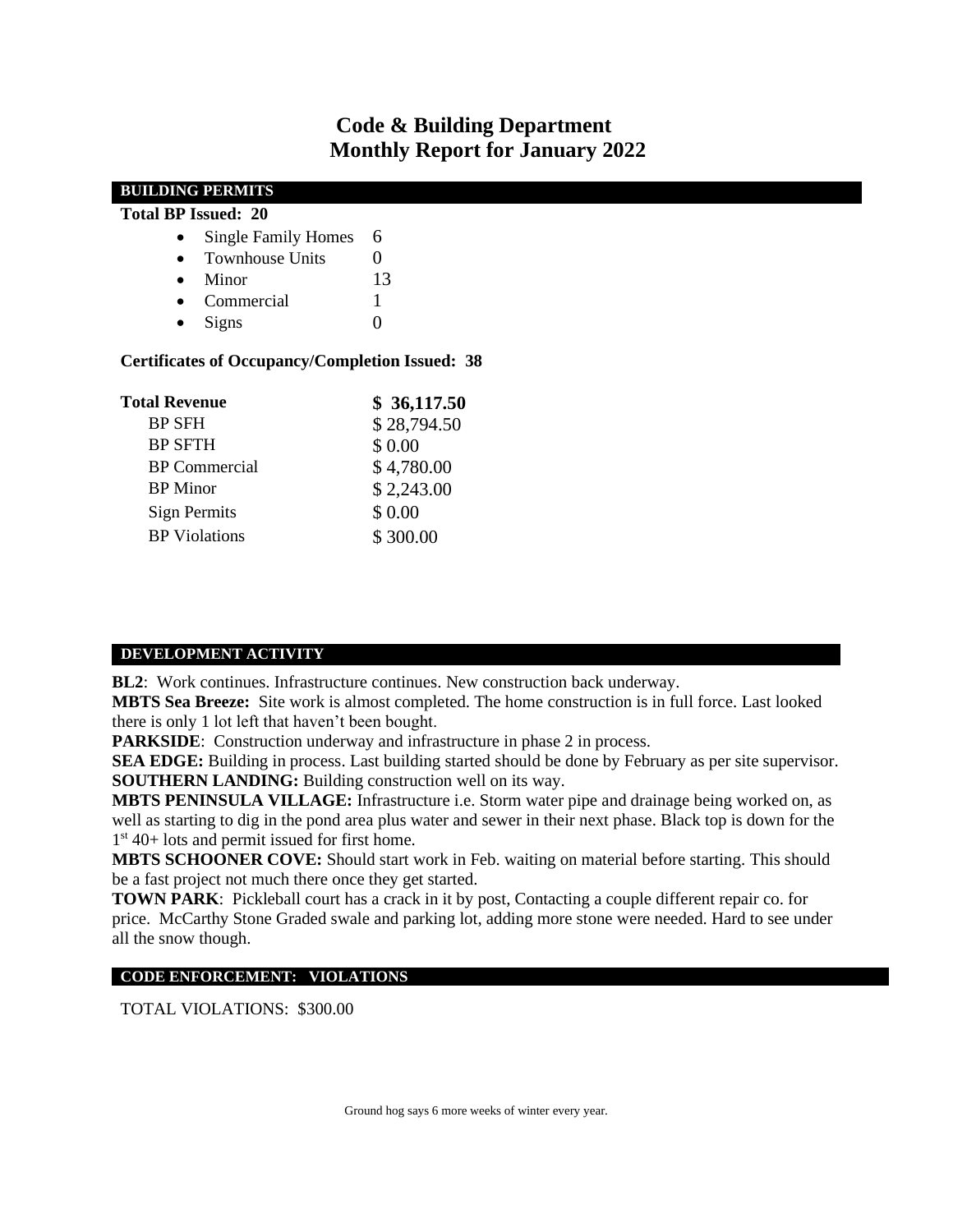# Code & Building Department
## Monthly Report for January 2022

### BUILDING PERMITS

**Total BP Issued: 20**

- Single Family Homes 6
- Townhouse Units 0
- Minor 13
- Commercial 1
- Signs 0

**Certificates of Occupancy/Completion Issued: 38**

| **Total Revenue** | **$ 36,117.50** |
|---|---|
| BP SFH | $ 28,794.50 |
| BP SFTH | $ 0.00 |
| BP Commercial | $ 4,780.00 |
| BP Minor | $ 2,243.00 |
| Sign Permits | $ 0.00 |
| BP Violations | $ 300.00 |

### DEVELOPMENT ACTIVITY

**BL2**: Work continues. Infrastructure continues. New construction back underway.

**MBTS Sea Breeze:** Site work is almost completed. The home construction is in full force. Last looked there is only 1 lot left that haven't been bought.

**PARKSIDE**: Construction underway and infrastructure in phase 2 in process.

**SEA EDGE:** Building in process. Last building started should be done by February as per site supervisor.

**SOUTHERN LANDING:** Building construction well on its way.

**MBTS PENINSULA VILLAGE:** Infrastructure i.e. Storm water pipe and drainage being worked on, as well as starting to dig in the pond area plus water and sewer in their next phase. Black top is down for the 1st 40+ lots and permit issued for first home.

**MBTS SCHOONER COVE:** Should start work in Feb. waiting on material before starting. This should be a fast project not much there once they get started.

**TOWN PARK**: Pickleball court has a crack in it by post, Contacting a couple different repair co. for price. McCarthy Stone Graded swale and parking lot, adding more stone were needed. Hard to see under all the snow though.

### CODE ENFORCEMENT: VIOLATIONS

TOTAL VIOLATIONS: $300.00

Ground hog says 6 more weeks of winter every year.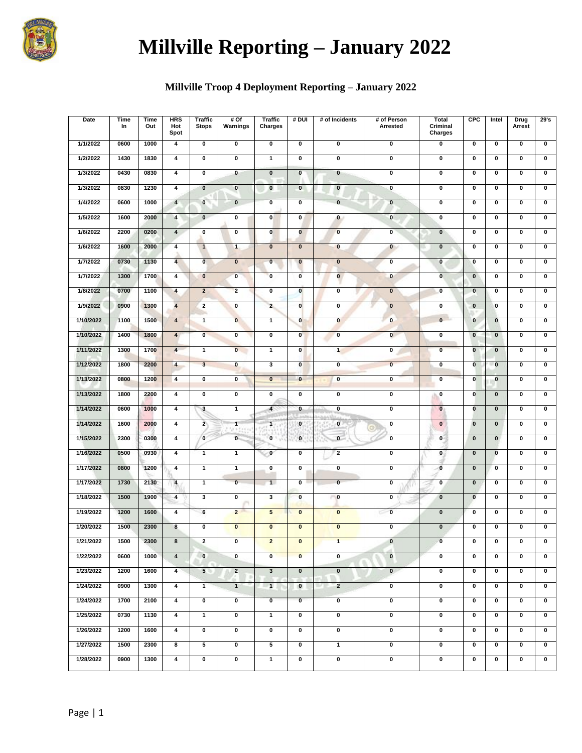# Millville Reporting – January 2022

## Millville Troop 4 Deployment Reporting – January 2022

| Date | Time In | Time Out | HRS Hot Spot | Traffic Stops | # Of Warnings | Traffic Charges | # DUI | # of Incidents | # of Person Arrested | Total Criminal Charges | CPC | Intel | Drug Arrest | 29's |
|---|---|---|---|---|---|---|---|---|---|---|---|---|---|---|
| 1/1/2022 | 0600 | 1000 | 4 | 0 | 0 | 0 | 0 | 0 | 0 | 0 | 0 | 0 | 0 | 0 |
| 1/2/2022 | 1430 | 1830 | 4 | 0 | 0 | 1 | 0 | 0 | 0 | 0 | 0 | 0 | 0 | 0 |
| 1/3/2022 | 0430 | 0830 | 4 | 0 | 0 | 0 | 0 | 0 | 0 | 0 | 0 | 0 | 0 | 0 |
| 1/3/2022 | 0830 | 1230 | 4 | 0 | 0 | 0 | 0 | 0 | 0 | 0 | 0 | 0 | 0 | 0 |
| 1/4/2022 | 0600 | 1000 | 4 | 0 | 0 | 0 | 0 | 0 | 0 | 0 | 0 | 0 | 0 | 0 |
| 1/5/2022 | 1600 | 2000 | 4 | 0 | 0 | 0 | 0 | 0 | 0 | 0 | 0 | 0 | 0 | 0 |
| 1/6/2022 | 2200 | 0200 | 4 | 0 | 0 | 0 | 0 | 0 | 0 | 0 | 0 | 0 | 0 | 0 |
| 1/6/2022 | 1600 | 2000 | 4 | 1 | 1 | 0 | 0 | 0 | 0 | 0 | 0 | 0 | 0 | 0 |
| 1/7/2022 | 0730 | 1130 | 4 | 0 | 0 | 0 | 0 | 0 | 0 | 0 | 0 | 0 | 0 | 0 |
| 1/7/2022 | 1300 | 1700 | 4 | 0 | 0 | 0 | 0 | 0 | 0 | 0 | 0 | 0 | 0 | 0 |
| 1/8/2022 | 0700 | 1100 | 4 | 2 | 2 | 0 | 0 | 0 | 0 | 0 | 0 | 0 | 0 | 0 |
| 1/9/2022 | 0900 | 1300 | 4 | 2 | 0 | 2 | 0 | 0 | 0 | 0 | 0 | 0 | 0 | 0 |
| 1/10/2022 | 1100 | 1500 | 4 | 1 | 0 | 1 | 0 | 0 | 0 | 0 | 0 | 0 | 0 | 0 |
| 1/10/2022 | 1400 | 1800 | 4 | 0 | 0 | 0 | 0 | 0 | 0 | 0 | 0 | 0 | 0 | 0 |
| 1/11/2022 | 1300 | 1700 | 4 | 1 | 0 | 1 | 0 | 1 | 0 | 0 | 0 | 0 | 0 | 0 |
| 1/12/2022 | 1800 | 2200 | 4 | 3 | 0 | 3 | 0 | 0 | 0 | 0 | 0 | 0 | 0 | 0 |
| 1/13/2022 | 0800 | 1200 | 4 | 0 | 0 | 0 | 0 | 0 | 0 | 0 | 0 | 0 | 0 | 0 |
| 1/13/2022 | 1800 | 2200 | 4 | 0 | 0 | 0 | 0 | 0 | 0 | 0 | 0 | 0 | 0 | 0 |
| 1/14/2022 | 0600 | 1000 | 4 | 3 | 1 | 4 | 0 | 0 | 0 | 0 | 0 | 0 | 0 | 0 |
| 1/14/2022 | 1600 | 2000 | 4 | 2 | 1 | 1 | 0 | 0 | 0 | 0 | 0 | 0 | 0 | 0 |
| 1/15/2022 | 2300 | 0300 | 4 | 0 | 0 | 0 | 0 | 0 | 0 | 0 | 0 | 0 | 0 | 0 |
| 1/16/2022 | 0500 | 0930 | 4 | 1 | 1 | 0 | 0 | 2 | 0 | 0 | 0 | 0 | 0 | 0 |
| 1/17/2022 | 0800 | 1200 | 4 | 1 | 1 | 0 | 0 | 0 | 0 | 0 | 0 | 0 | 0 | 0 |
| 1/17/2022 | 1730 | 2130 | 4 | 1 | 0 | 1 | 0 | 0 | 0 | 0 | 0 | 0 | 0 | 0 |
| 1/18/2022 | 1500 | 1900 | 4 | 3 | 0 | 3 | 0 | 0 | 0 | 0 | 0 | 0 | 0 | 0 |
| 1/19/2022 | 1200 | 1600 | 4 | 6 | 2 | 5 | 0 | 0 | 0 | 0 | 0 | 0 | 0 | 0 |
| 1/20/2022 | 1500 | 2300 | 8 | 0 | 0 | 0 | 0 | 0 | 0 | 0 | 0 | 0 | 0 | 0 |
| 1/21/2022 | 1500 | 2300 | 8 | 2 | 0 | 2 | 0 | 1 | 0 | 0 | 0 | 0 | 0 | 0 |
| 1/22/2022 | 0600 | 1000 | 4 | 0 | 0 | 0 | 0 | 0 | 0 | 0 | 0 | 0 | 0 | 0 |
| 1/23/2022 | 1200 | 1600 | 4 | 5 | 2 | 3 | 0 | 0 | 0 | 0 | 0 | 0 | 0 | 0 |
| 1/24/2022 | 0900 | 1300 | 4 | 1 | 1 | 1 | 0 | 2 | 0 | 0 | 0 | 0 | 0 | 0 |
| 1/24/2022 | 1700 | 2100 | 4 | 0 | 0 | 0 | 0 | 0 | 0 | 0 | 0 | 0 | 0 | 0 |
| 1/25/2022 | 0730 | 1130 | 4 | 1 | 0 | 1 | 0 | 0 | 0 | 0 | 0 | 0 | 0 | 0 |
| 1/26/2022 | 1200 | 1600 | 4 | 0 | 0 | 0 | 0 | 0 | 0 | 0 | 0 | 0 | 0 | 0 |
| 1/27/2022 | 1500 | 2300 | 8 | 5 | 0 | 5 | 0 | 1 | 0 | 0 | 0 | 0 | 0 | 0 |
| 1/28/2022 | 0900 | 1300 | 4 | 0 | 0 | 1 | 0 | 0 | 0 | 0 | 0 | 0 | 0 | 0 |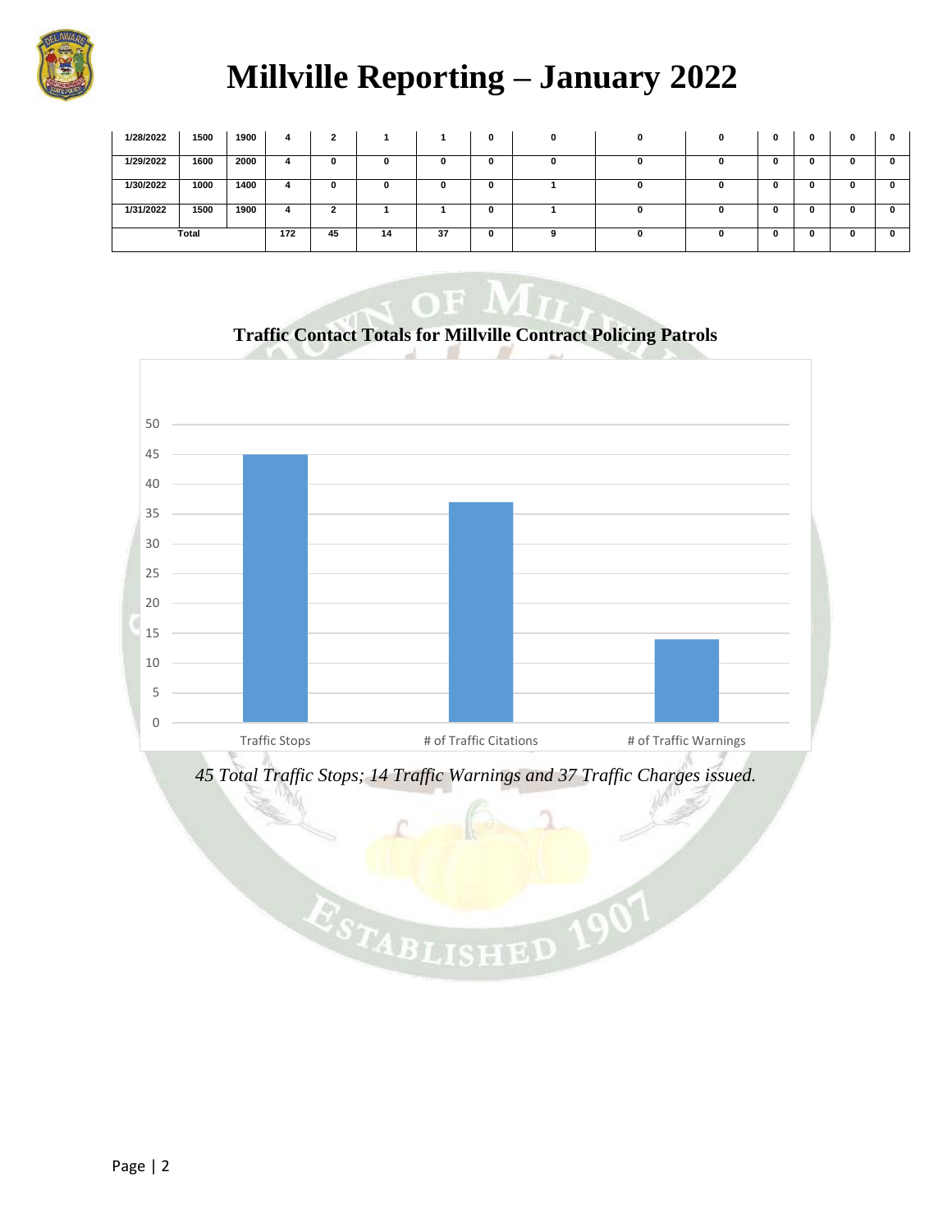# Millville Reporting – January 2022

| | | | | | | | | | | | | | | |
|---|---|---|---|---|---|---|---|---|---|---|---|---|---|---|
| 1/28/2022 | 1500 | 1900 | 4 | 2 | 1 | 1 | 0 | 0 | 0 | 0 | 0 | 0 | 0 | 0 |
| 1/29/2022 | 1600 | 2000 | 4 | 0 | 0 | 0 | 0 | 0 | 0 | 0 | 0 | 0 | 0 | 0 |
| 1/30/2022 | 1000 | 1400 | 4 | 0 | 0 | 0 | 0 | 1 | 0 | 0 | 0 | 0 | 0 | 0 |
| 1/31/2022 | 1500 | 1900 | 4 | 2 | 1 | 1 | 0 | 1 | 0 | 0 | 0 | 0 | 0 | 0 |
| Total | | | 172 | 45 | 14 | 37 | 0 | 9 | 0 | 0 | 0 | 0 | 0 | 0 |

## Traffic Contact Totals for Millville Contract Policing Patrols

| Category | Value |
|---|---|
| Traffic Stops | 45 |
| # of Traffic Citations | 37 |
| # of Traffic Warnings | 14 |

*45 Total Traffic Stops; 14 Traffic Warnings and 37 Traffic Charges issued.*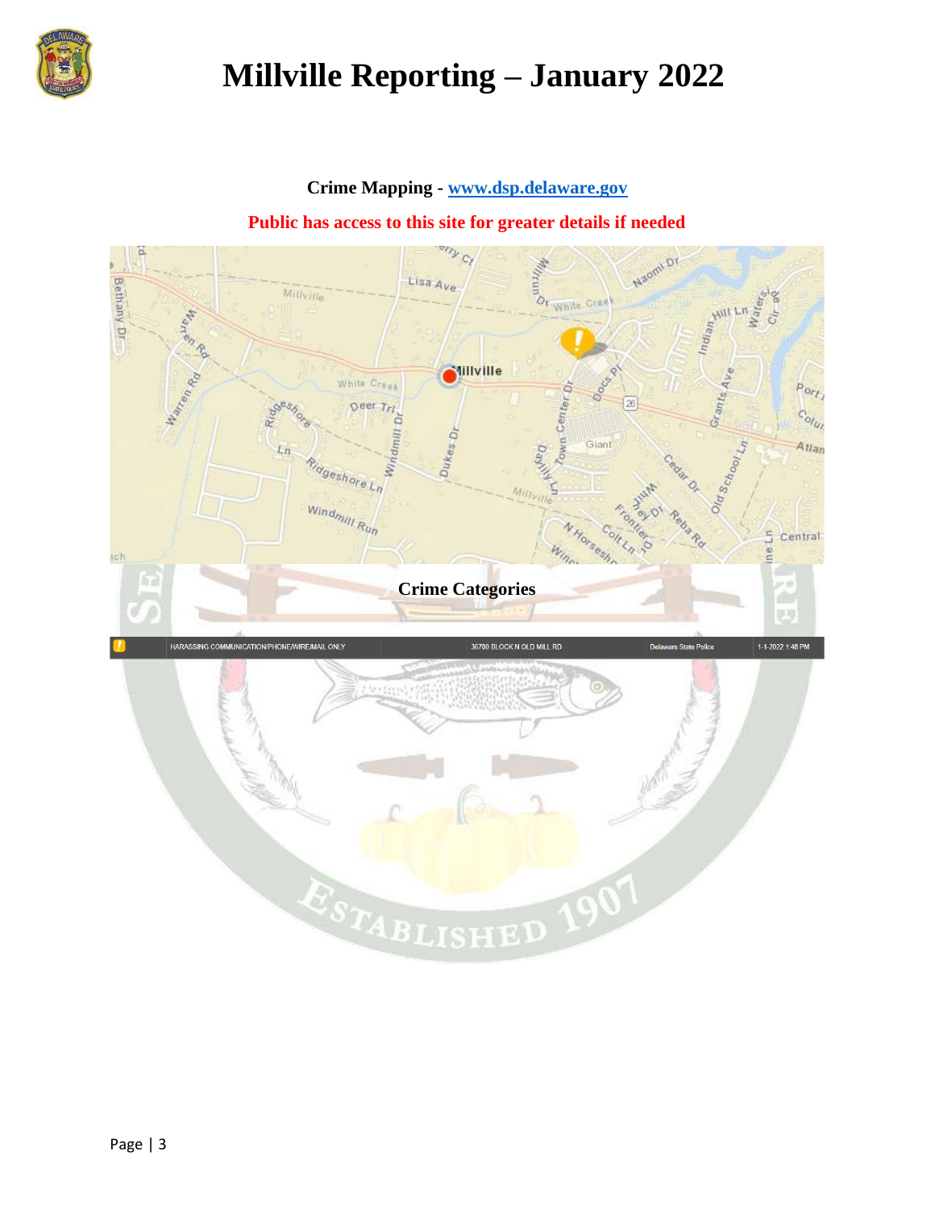# Millville Reporting – January 2022

**Crime Mapping - [www.dsp.delaware.gov](http://www.dsp.delaware.gov)**

**Public has access to this site for greater details if needed**

**Crime Categories**

| | | | | |
|---|---|---|---|---|
| ! | HARASSING COMMUNICATION/PHONE/WIRE/MAIL ONLY | 36700 BLOCK N OLD MILL RD | Delaware State Police | 1-1-2022 1:48 PM |